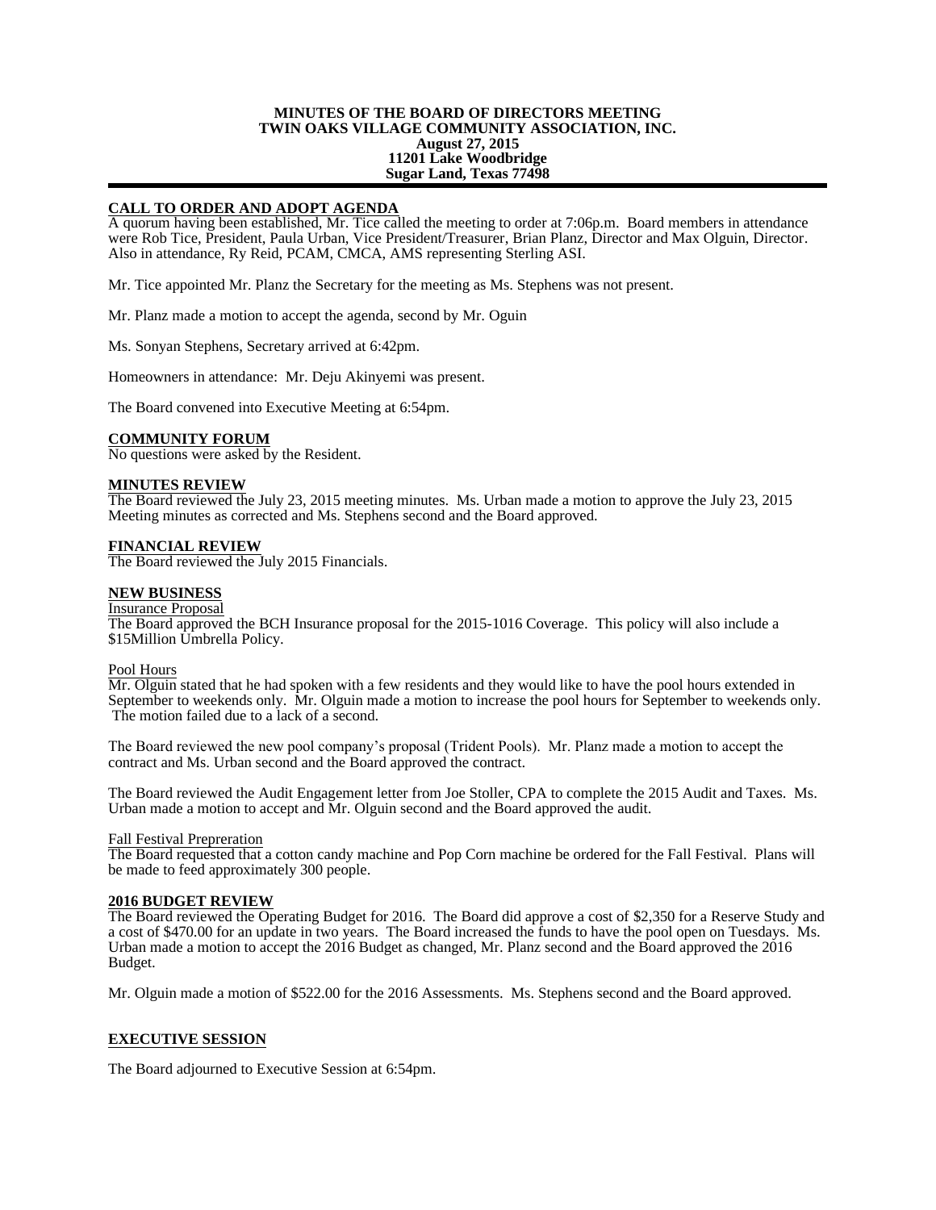**MINUTES OF THE BOARD OF DIRECTORS MEETING**
**TWIN OAKS VILLAGE COMMUNITY ASSOCIATION, INC.**
**August 27, 2015**
**11201 Lake Woodbridge**
**Sugar Land, Texas 77498**

---

## CALL TO ORDER AND ADOPT AGENDA

A quorum having been established, Mr. Tice called the meeting to order at 7:06p.m. Board members in attendance were Rob Tice, President, Paula Urban, Vice President/Treasurer, Brian Planz, Director and Max Olguin, Director. Also in attendance, Ry Reid, PCAM, CMCA, AMS representing Sterling ASI.

Mr. Tice appointed Mr. Planz the Secretary for the meeting as Ms. Stephens was not present.

Mr. Planz made a motion to accept the agenda, second by Mr. Oguin

Ms. Sonyan Stephens, Secretary arrived at 6:42pm.

Homeowners in attendance: Mr. Deju Akinyemi was present.

The Board convened into Executive Meeting at 6:54pm.

## COMMUNITY FORUM

No questions were asked by the Resident.

## MINUTES REVIEW

The Board reviewed the July 23, 2015 meeting minutes. Ms. Urban made a motion to approve the July 23, 2015 Meeting minutes as corrected and Ms. Stephens second and the Board approved.

## FINANCIAL REVIEW

The Board reviewed the July 2015 Financials.

## NEW BUSINESS

### Insurance Proposal

The Board approved the BCH Insurance proposal for the 2015-1016 Coverage. This policy will also include a $15Million Umbrella Policy.

### Pool Hours

Mr. Olguin stated that he had spoken with a few residents and they would like to have the pool hours extended in September to weekends only. Mr. Olguin made a motion to increase the pool hours for September to weekends only. The motion failed due to a lack of a second.

The Board reviewed the new pool company's proposal (Trident Pools). Mr. Planz made a motion to accept the contract and Ms. Urban second and the Board approved the contract.

The Board reviewed the Audit Engagement letter from Joe Stoller, CPA to complete the 2015 Audit and Taxes. Ms. Urban made a motion to accept and Mr. Olguin second and the Board approved the audit.

### Fall Festival Prepreration

The Board requested that a cotton candy machine and Pop Corn machine be ordered for the Fall Festival. Plans will be made to feed approximately 300 people.

## 2016 BUDGET REVIEW

The Board reviewed the Operating Budget for 2016. The Board did approve a cost of $2,350 for a Reserve Study and a cost of $470.00 for an update in two years. The Board increased the funds to have the pool open on Tuesdays. Ms. Urban made a motion to accept the 2016 Budget as changed, Mr. Planz second and the Board approved the 2016 Budget.

Mr. Olguin made a motion of $522.00 for the 2016 Assessments. Ms. Stephens second and the Board approved.

## EXECUTIVE SESSION

The Board adjourned to Executive Session at 6:54pm.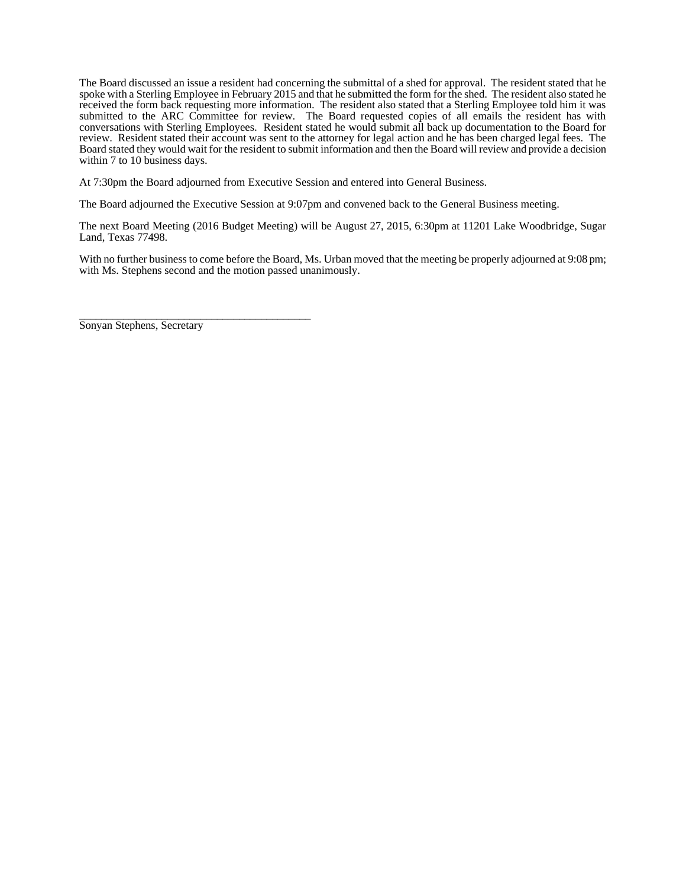The Board discussed an issue a resident had concerning the submittal of a shed for approval. The resident stated that he spoke with a Sterling Employee in February 2015 and that he submitted the form for the shed. The resident also stated he received the form back requesting more information. The resident also stated that a Sterling Employee told him it was submitted to the ARC Committee for review. The Board requested copies of all emails the resident has with conversations with Sterling Employees. Resident stated he would submit all back up documentation to the Board for review. Resident stated their account was sent to the attorney for legal action and he has been charged legal fees. The Board stated they would wait for the resident to submit information and then the Board will review and provide a decision within 7 to 10 business days.

At 7:30pm the Board adjourned from Executive Session and entered into General Business.

The Board adjourned the Executive Session at 9:07pm and convened back to the General Business meeting.

The next Board Meeting (2016 Budget Meeting) will be August 27, 2015, 6:30pm at 11201 Lake Woodbridge, Sugar Land, Texas 77498.

With no further business to come before the Board, Ms. Urban moved that the meeting be properly adjourned at 9:08 pm; with Ms. Stephens second and the motion passed unanimously.

\_\_\_\_\_\_\_\_\_\_\_\_\_\_\_\_\_\_\_\_\_\_\_\_\_\_\_\_\_\_\_\_\_\_\_\_\_\_\_\_\_\_\_\_

Sonyan Stephens, Secretary